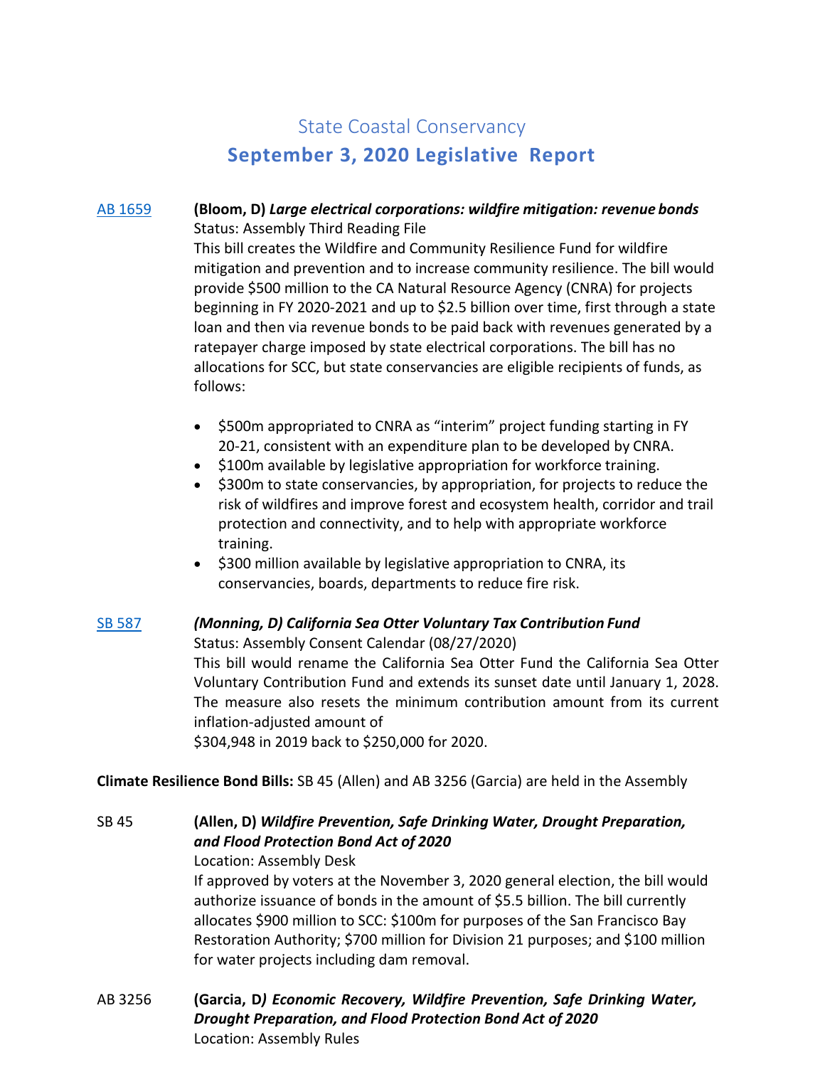# State Coastal Conservancy

## September 3, 2020 Legislative Report

AB 1659 **(Bloom, D)** ***Large electrical corporations: wildfire mitigation: revenue bonds***
Status: Assembly Third Reading File
This bill creates the Wildfire and Community Resilience Fund for wildfire mitigation and prevention and to increase community resilience. The bill would provide $500 million to the CA Natural Resource Agency (CNRA) for projects beginning in FY 2020-2021 and up to $2.5 billion over time, first through a state loan and then via revenue bonds to be paid back with revenues generated by a ratepayer charge imposed by state electrical corporations. The bill has no allocations for SCC, but state conservancies are eligible recipients of funds, as follows:

- $500m appropriated to CNRA as "interim" project funding starting in FY 20-21, consistent with an expenditure plan to be developed by CNRA.
- $100m available by legislative appropriation for workforce training.
- $300m to state conservancies, by appropriation, for projects to reduce the risk of wildfires and improve forest and ecosystem health, corridor and trail protection and connectivity, and to help with appropriate workforce training.
- $300 million available by legislative appropriation to CNRA, its conservancies, boards, departments to reduce fire risk.

SB 587 ***(Monning, D) California Sea Otter Voluntary Tax Contribution Fund***
Status: Assembly Consent Calendar (08/27/2020)
This bill would rename the California Sea Otter Fund the California Sea Otter Voluntary Contribution Fund and extends its sunset date until January 1, 2028. The measure also resets the minimum contribution amount from its current inflation-adjusted amount of
$304,948 in 2019 back to $250,000 for 2020.

**Climate Resilience Bond Bills:** SB 45 (Allen) and AB 3256 (Garcia) are held in the Assembly

SB 45 **(Allen, D)** ***Wildfire Prevention, Safe Drinking Water, Drought Preparation, and Flood Protection Bond Act of 2020***
Location: Assembly Desk
If approved by voters at the November 3, 2020 general election, the bill would authorize issuance of bonds in the amount of $5.5 billion. The bill currently allocates $900 million to SCC: $100m for purposes of the San Francisco Bay Restoration Authority; $700 million for Division 21 purposes; and $100 million for water projects including dam removal.

AB 3256 **(Garcia, D*)*** ***Economic Recovery, Wildfire Prevention, Safe Drinking Water, Drought Preparation, and Flood Protection Bond Act of 2020***
Location: Assembly Rules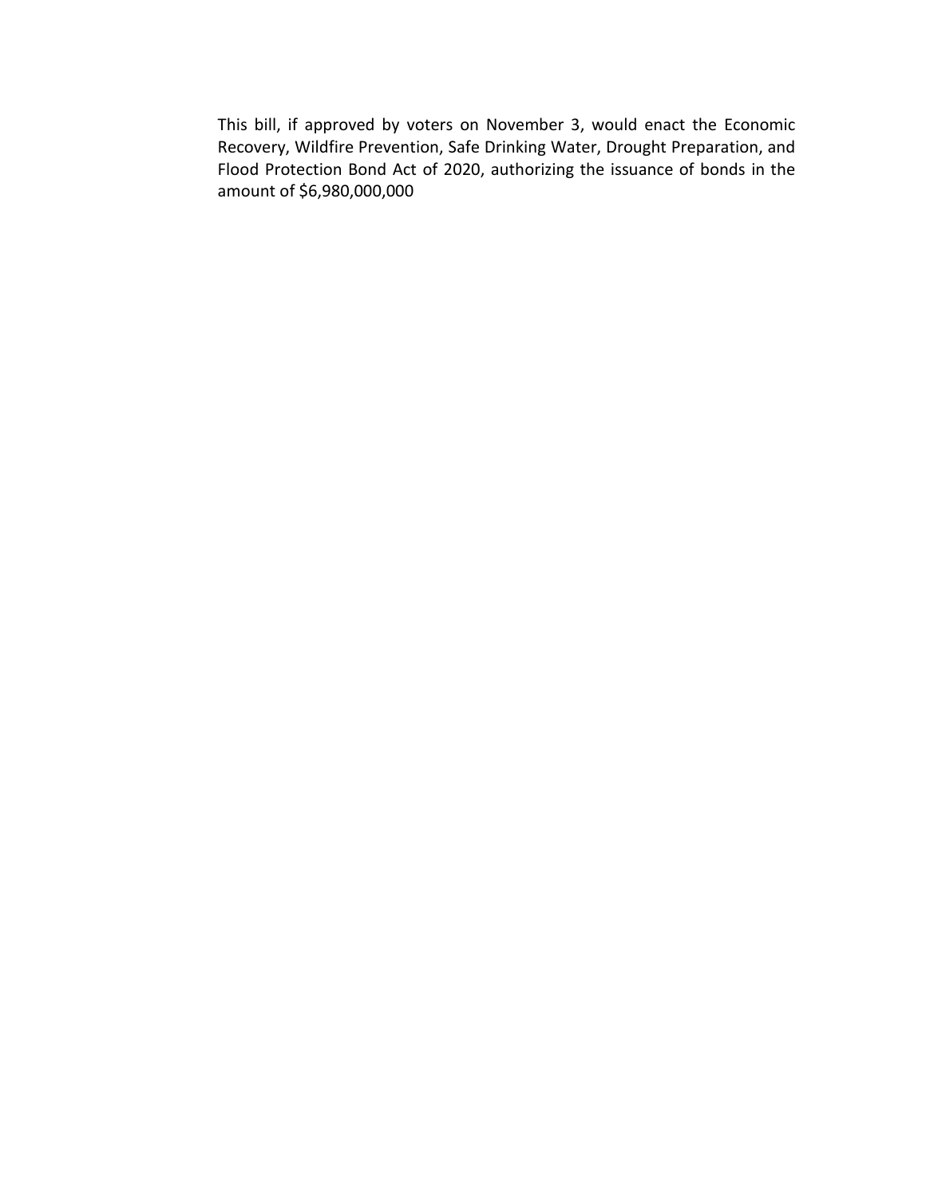This bill, if approved by voters on November 3, would enact the Economic Recovery, Wildfire Prevention, Safe Drinking Water, Drought Preparation, and Flood Protection Bond Act of 2020, authorizing the issuance of bonds in the amount of $6,980,000,000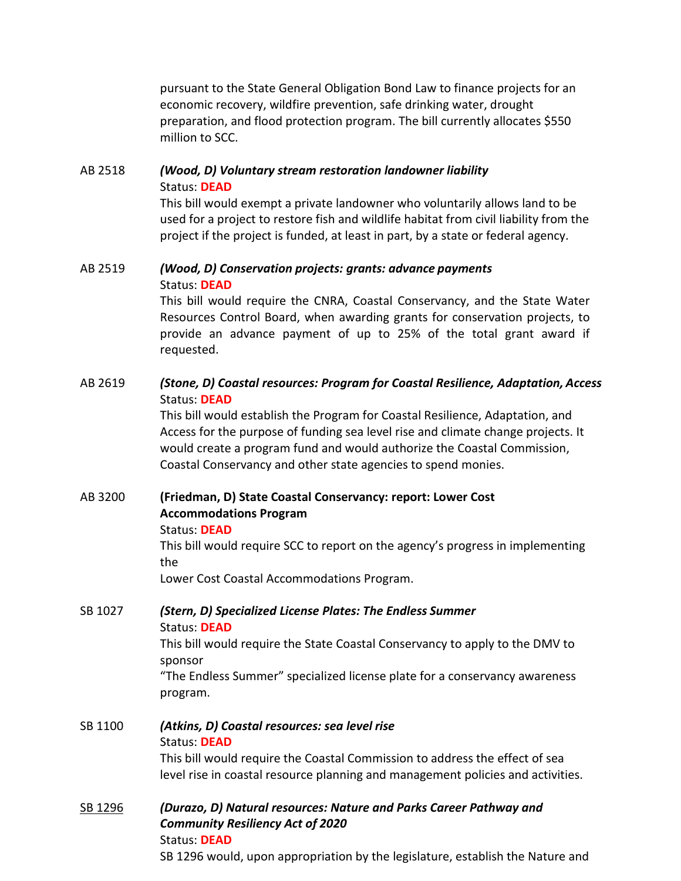pursuant to the State General Obligation Bond Law to finance projects for an economic recovery, wildfire prevention, safe drinking water, drought preparation, and flood protection program. The bill currently allocates $550 million to SCC.

AB 2518 ***(Wood, D) Voluntary stream restoration landowner liability***
Status: **DEAD**
This bill would exempt a private landowner who voluntarily allows land to be used for a project to restore fish and wildlife habitat from civil liability from the project if the project is funded, at least in part, by a state or federal agency.

AB 2519 ***(Wood, D) Conservation projects: grants: advance payments***
Status: **DEAD**
This bill would require the CNRA, Coastal Conservancy, and the State Water Resources Control Board, when awarding grants for conservation projects, to provide an advance payment of up to 25% of the total grant award if requested.

AB 2619 ***(Stone, D) Coastal resources: Program for Coastal Resilience, Adaptation, Access***
Status: **DEAD**
This bill would establish the Program for Coastal Resilience, Adaptation, and Access for the purpose of funding sea level rise and climate change projects. It would create a program fund and would authorize the Coastal Commission, Coastal Conservancy and other state agencies to spend monies.

AB 3200 **(Friedman, D) State Coastal Conservancy: report: Lower Cost Accommodations Program**
Status: **DEAD**
This bill would require SCC to report on the agency's progress in implementing the
Lower Cost Coastal Accommodations Program.

SB 1027 ***(Stern, D) Specialized License Plates: The Endless Summer***
Status: **DEAD**
This bill would require the State Coastal Conservancy to apply to the DMV to sponsor
"The Endless Summer" specialized license plate for a conservancy awareness program.

SB 1100 ***(Atkins, D) Coastal resources: sea level rise***
Status: **DEAD**
This bill would require the Coastal Commission to address the effect of sea level rise in coastal resource planning and management policies and activities.

SB 1296 ***(Durazo, D) Natural resources: Nature and Parks Career Pathway and Community Resiliency Act of 2020***
Status: **DEAD**
SB 1296 would, upon appropriation by the legislature, establish the Nature and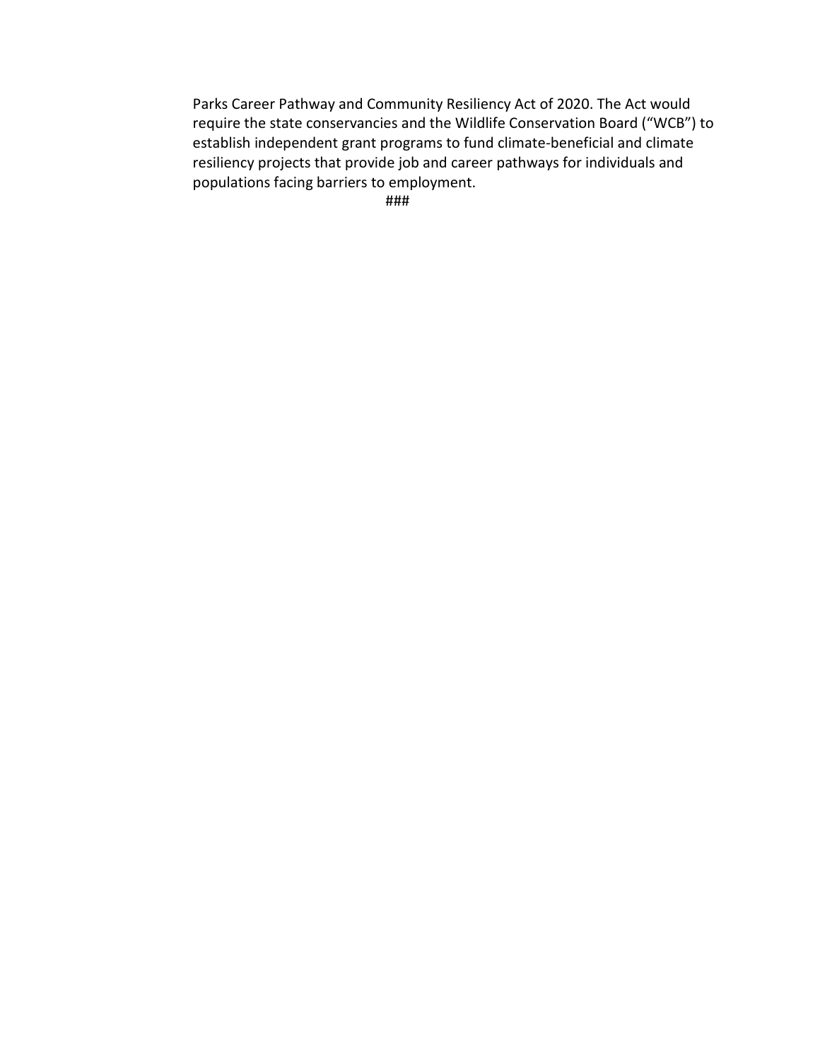Parks Career Pathway and Community Resiliency Act of 2020. The Act would require the state conservancies and the Wildlife Conservation Board ("WCB") to establish independent grant programs to fund climate-beneficial and climate resiliency projects that provide job and career pathways for individuals and populations facing barriers to employment.

###